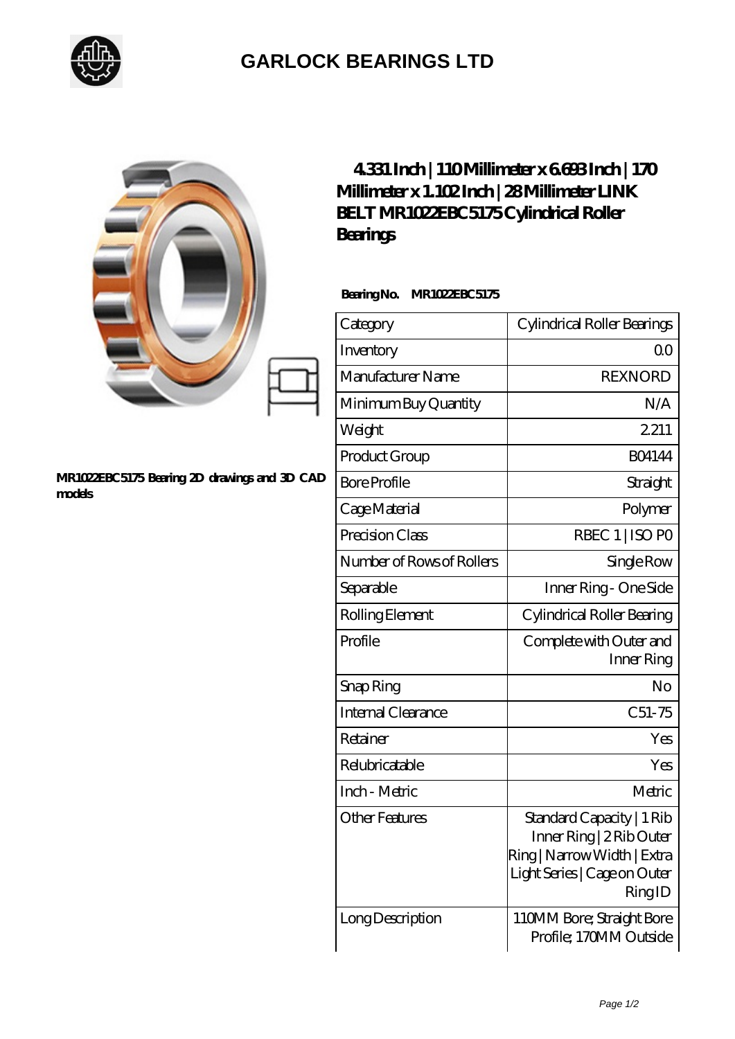# GARLOCK BEARINGS LTD

MR1022EBC5175 Bearing 2D drawings and 3D CAD models

## 4.331 Inch | 110 Millimeter x 6.693 Inch | 170 Millimeter x 1.102 Inch | 28 Millimeter LINK BELT MR1022EBC5175 Cylindrical Roller Bearings

**Bearing No. MR1022EBC5175**

| Category | Cylindrical Roller Bearings |
|---|---|
| Inventory | 0.0 |
| Manufacturer Name | REXNORD |
| Minimum Buy Quantity | N/A |
| Weight | 2.211 |
| Product Group | B04144 |
| Bore Profile | Straight |
| Cage Material | Polymer |
| Precision Class | RBEC 1 \| ISO P0 |
| Number of Rows of Rollers | Single Row |
| Separable | Inner Ring - One Side |
| Rolling Element | Cylindrical Roller Bearing |
| Profile | Complete with Outer and Inner Ring |
| Snap Ring | No |
| Internal Clearance | C51-75 |
| Retainer | Yes |
| Relubricatable | Yes |
| Inch - Metric | Metric |
| Other Features | Standard Capacity \| 1 Rib Inner Ring \| 2 Rib Outer Ring \| Narrow Width \| Extra Light Series \| Cage on Outer Ring ID |
| Long Description | 110MM Bore; Straight Bore Profile; 170MM Outside |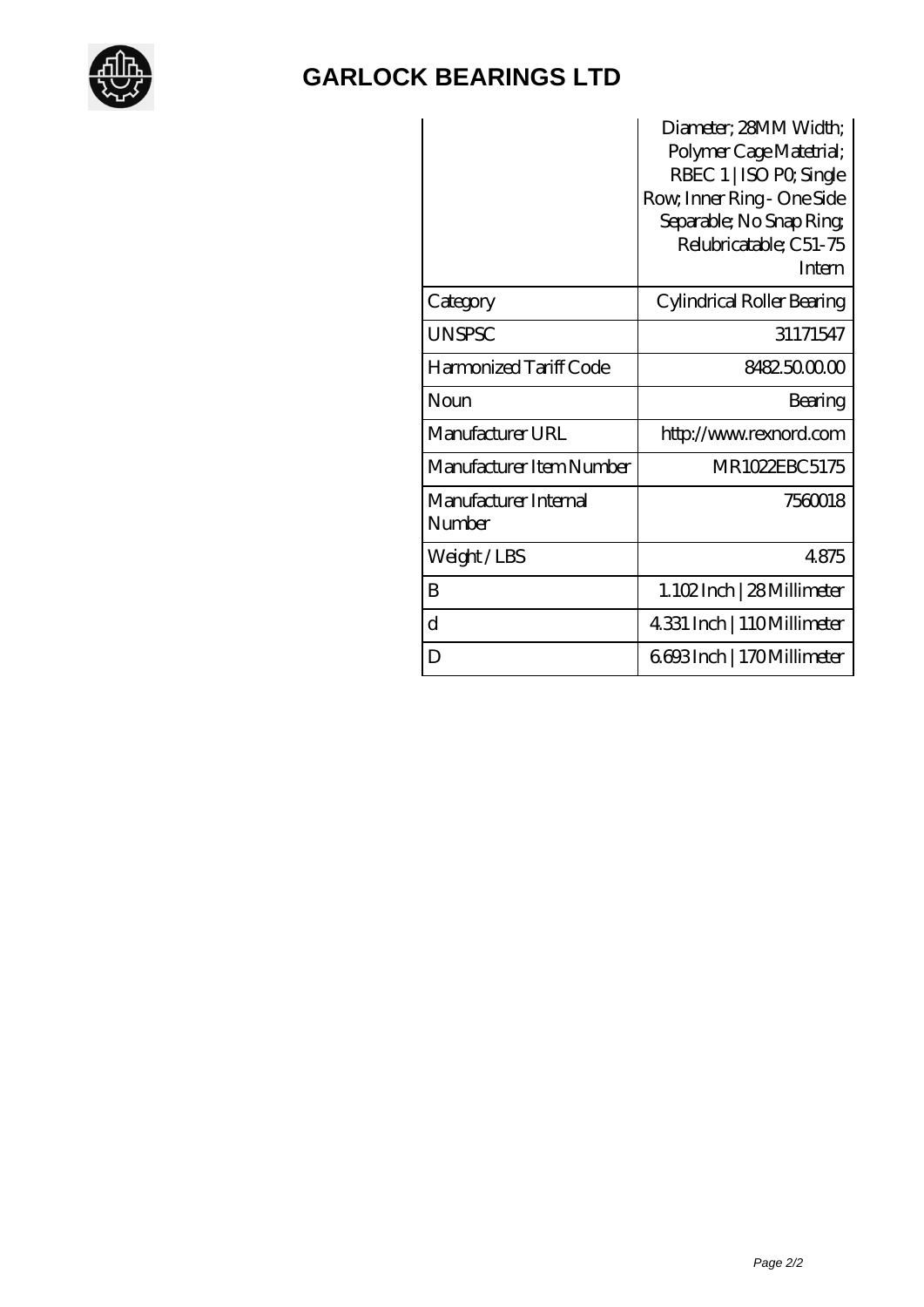# GARLOCK BEARINGS LTD

| | |
|---|---|
| | Diameter; 28MM Width; Polymer Cage Matetrial; RBEC 1 \| ISO P0; Single Row; Inner Ring - One Side Separable; No Snap Ring; Relubricatable; C51-75 Intern |
| Category | Cylindrical Roller Bearing |
| UNSPSC | 31171547 |
| Harmonized Tariff Code | 8482.50.00.00 |
| Noun | Bearing |
| Manufacturer URL | http://www.rexnord.com |
| Manufacturer Item Number | MR1022EBC5175 |
| Manufacturer Internal Number | 7560018 |
| Weight / LBS | 4.875 |
| B | 1.102 Inch \| 28 Millimeter |
| d | 4.331 Inch \| 110 Millimeter |
| D | 6.693 Inch \| 170 Millimeter |